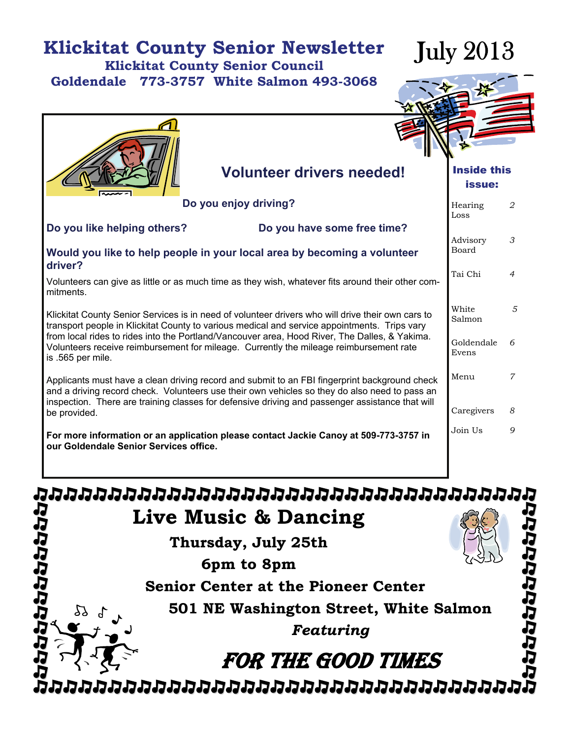# Klickitat County Senior Newsletter

**Klickitat County Senior Council**

**Goldendale 773-3757 White Salmon 493-3068**

July 2013

## Volunteer drivers needed!

**Do you enjoy driving?**

**Do you like helping others?** **Do you have some free time?**

**Would you like to help people in your local area by becoming a volunteer driver?**

Volunteers can give as little or as much time as they wish, whatever fits around their other commitments.

Klickitat County Senior Services is in need of volunteer drivers who will drive their own cars to transport people in Klickitat County to various medical and service appointments. Trips vary from local rides to rides into the Portland/Vancouver area, Hood River, The Dalles, & Yakima. Volunteers receive reimbursement for mileage. Currently the mileage reimbursement rate is .565 per mile.

Applicants must have a clean driving record and submit to an FBI fingerprint background check and a driving record check. Volunteers use their own vehicles so they do also need to pass an inspection. There are training classes for defensive driving and passenger assistance that will be provided.

**For more information or an application please contact Jackie Canoy at 509-773-3757 in our Goldendale Senior Services office.**

### Inside this issue:

| | |
|---|---|
| Hearing Loss | 2 |
| Advisory Board | 3 |
| Tai Chi | 4 |
| White Salmon | 5 |
| Goldendale Evens | 6 |
| Menu | 7 |
| Caregivers | 8 |
| Join Us | 9 |

## Live Music & Dancing

**Thursday, July 25th**

**6pm to 8pm**

**Senior Center at the Pioneer Center**

**501 NE Washington Street, White Salmon**

***Featuring***

**FOR THE GOOD TIMES**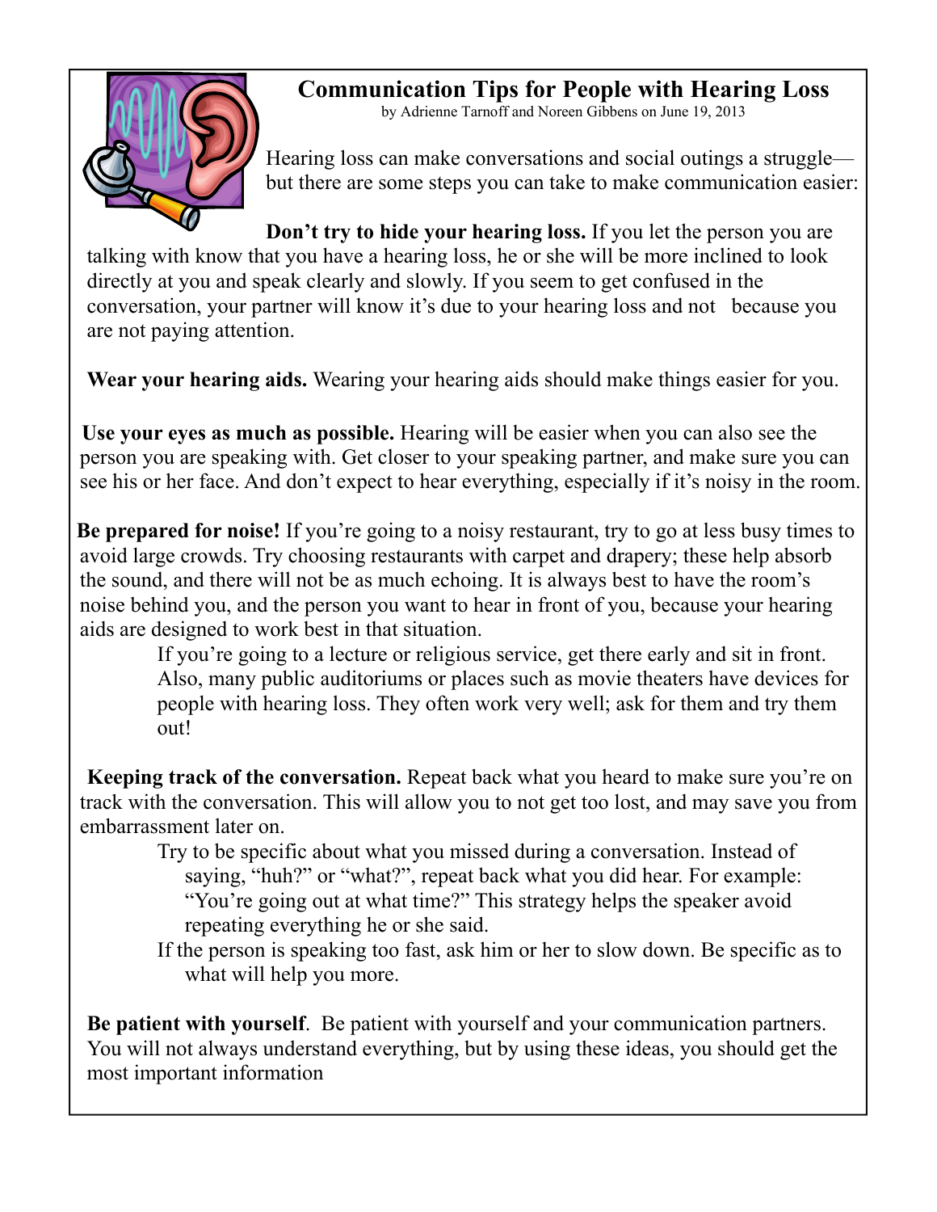# Communication Tips for People with Hearing Loss

by Adrienne Tarnoff and Noreen Gibbens on June 19, 2013

Hearing loss can make conversations and social outings a struggle—but there are some steps you can take to make communication easier:

**Don't try to hide your hearing loss.** If you let the person you are talking with know that you have a hearing loss, he or she will be more inclined to look directly at you and speak clearly and slowly. If you seem to get confused in the conversation, your partner will know it's due to your hearing loss and not because you are not paying attention.

**Wear your hearing aids.** Wearing your hearing aids should make things easier for you.

**Use your eyes as much as possible.** Hearing will be easier when you can also see the person you are speaking with. Get closer to your speaking partner, and make sure you can see his or her face. And don't expect to hear everything, especially if it's noisy in the room.

**Be prepared for noise!** If you're going to a noisy restaurant, try to go at less busy times to avoid large crowds. Try choosing restaurants with carpet and drapery; these help absorb the sound, and there will not be as much echoing. It is always best to have the room's noise behind you, and the person you want to hear in front of you, because your hearing aids are designed to work best in that situation.

If you're going to a lecture or religious service, get there early and sit in front. Also, many public auditoriums or places such as movie theaters have devices for people with hearing loss. They often work very well; ask for them and try them out!

**Keeping track of the conversation.** Repeat back what you heard to make sure you're on track with the conversation. This will allow you to not get too lost, and may save you from embarrassment later on.

Try to be specific about what you missed during a conversation. Instead of saying, "huh?" or "what?", repeat back what you did hear. For example: "You're going out at what time?" This strategy helps the speaker avoid repeating everything he or she said.

If the person is speaking too fast, ask him or her to slow down. Be specific as to what will help you more.

**Be patient with yourself**. Be patient with yourself and your communication partners. You will not always understand everything, but by using these ideas, you should get the most important information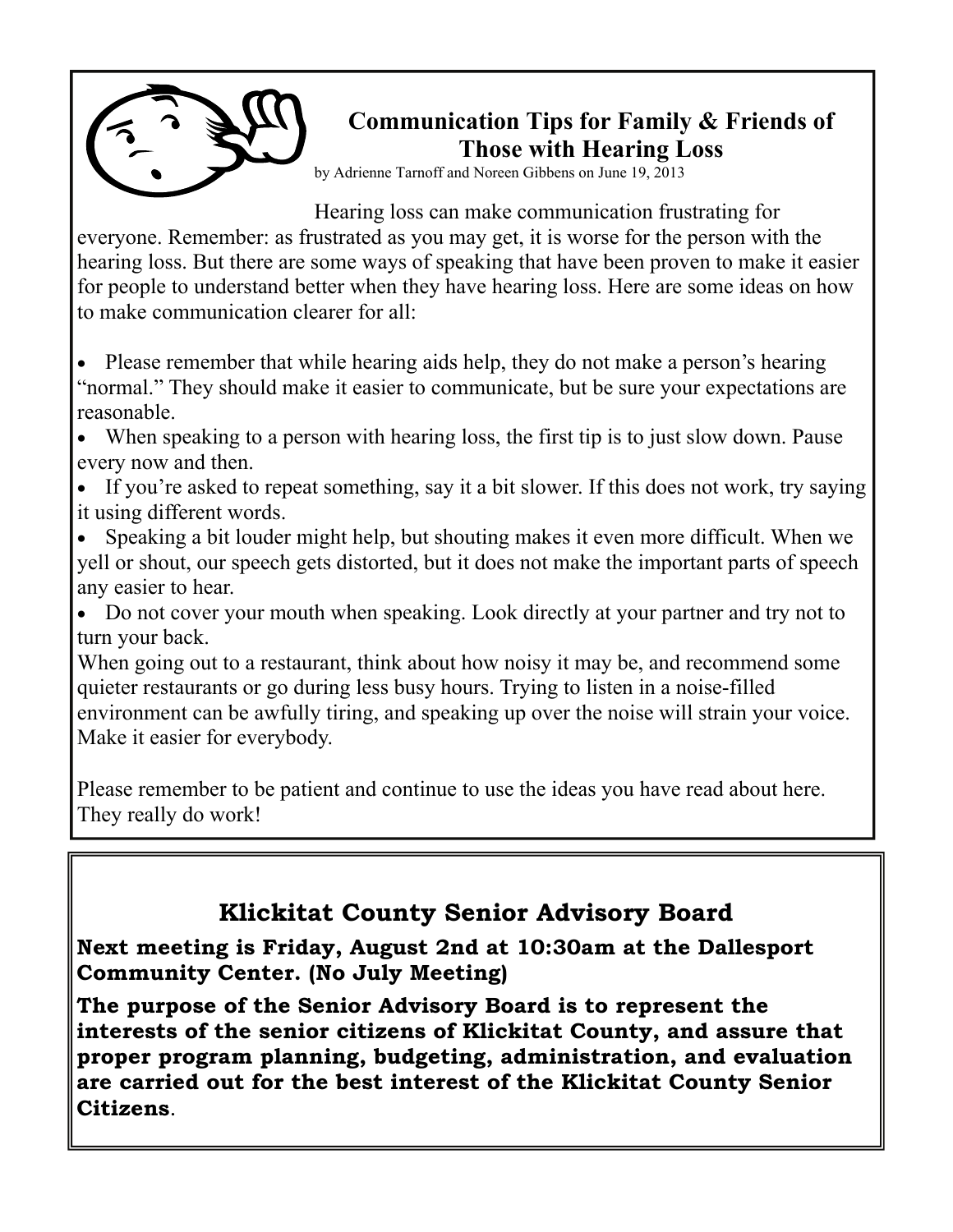## Communication Tips for Family & Friends of Those with Hearing Loss

by Adrienne Tarnoff and Noreen Gibbens on June 19, 2013

Hearing loss can make communication frustrating for everyone. Remember: as frustrated as you may get, it is worse for the person with the hearing loss. But there are some ways of speaking that have been proven to make it easier for people to understand better when they have hearing loss. Here are some ideas on how to make communication clearer for all:

- Please remember that while hearing aids help, they do not make a person's hearing "normal." They should make it easier to communicate, but be sure your expectations are reasonable.
- When speaking to a person with hearing loss, the first tip is to just slow down. Pause every now and then.
- If you're asked to repeat something, say it a bit slower. If this does not work, try saying it using different words.
- Speaking a bit louder might help, but shouting makes it even more difficult. When we yell or shout, our speech gets distorted, but it does not make the important parts of speech any easier to hear.
- Do not cover your mouth when speaking. Look directly at your partner and try not to turn your back.

When going out to a restaurant, think about how noisy it may be, and recommend some quieter restaurants or go during less busy hours. Trying to listen in a noise-filled environment can be awfully tiring, and speaking up over the noise will strain your voice. Make it easier for everybody.

Please remember to be patient and continue to use the ideas you have read about here. They really do work!

## Klickitat County Senior Advisory Board

**Next meeting is Friday, August 2nd at 10:30am at the Dallesport Community Center. (No July Meeting)**

**The purpose of the Senior Advisory Board is to represent the interests of the senior citizens of Klickitat County, and assure that proper program planning, budgeting, administration, and evaluation are carried out for the best interest of the Klickitat County Senior Citizens**.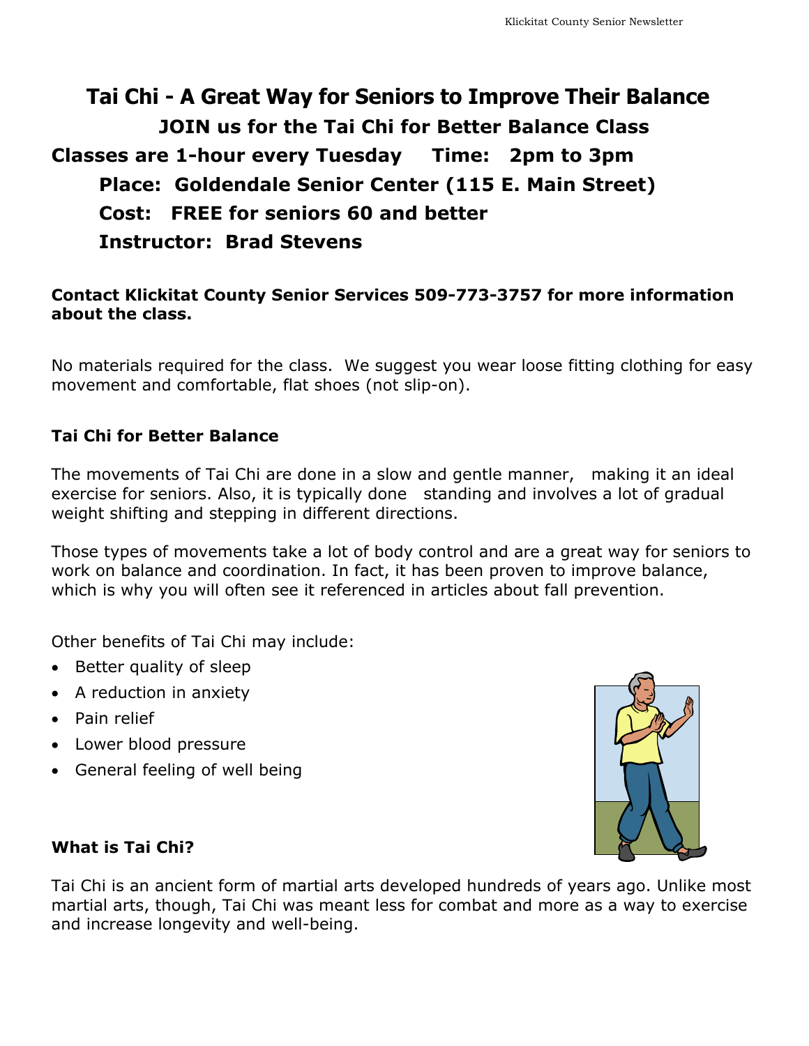# Tai Chi - A Great Way for Seniors to Improve Their Balance

**JOIN us for the Tai Chi for Better Balance Class**

**Classes are 1-hour every Tuesday Time: 2pm to 3pm**

**Place: Goldendale Senior Center (115 E. Main Street)**

**Cost: FREE for seniors 60 and better**

**Instructor: Brad Stevens**

**Contact Klickitat County Senior Services 509-773-3757 for more information about the class.**

No materials required for the class. We suggest you wear loose fitting clothing for easy movement and comfortable, flat shoes (not slip-on).

### Tai Chi for Better Balance

The movements of Tai Chi are done in a slow and gentle manner, making it an ideal exercise for seniors. Also, it is typically done standing and involves a lot of gradual weight shifting and stepping in different directions.

Those types of movements take a lot of body control and are a great way for seniors to work on balance and coordination. In fact, it has been proven to improve balance, which is why you will often see it referenced in articles about fall prevention.

Other benefits of Tai Chi may include:

- Better quality of sleep
- A reduction in anxiety
- Pain relief
- Lower blood pressure
- General feeling of well being

### What is Tai Chi?

Tai Chi is an ancient form of martial arts developed hundreds of years ago. Unlike most martial arts, though, Tai Chi was meant less for combat and more as a way to exercise and increase longevity and well-being.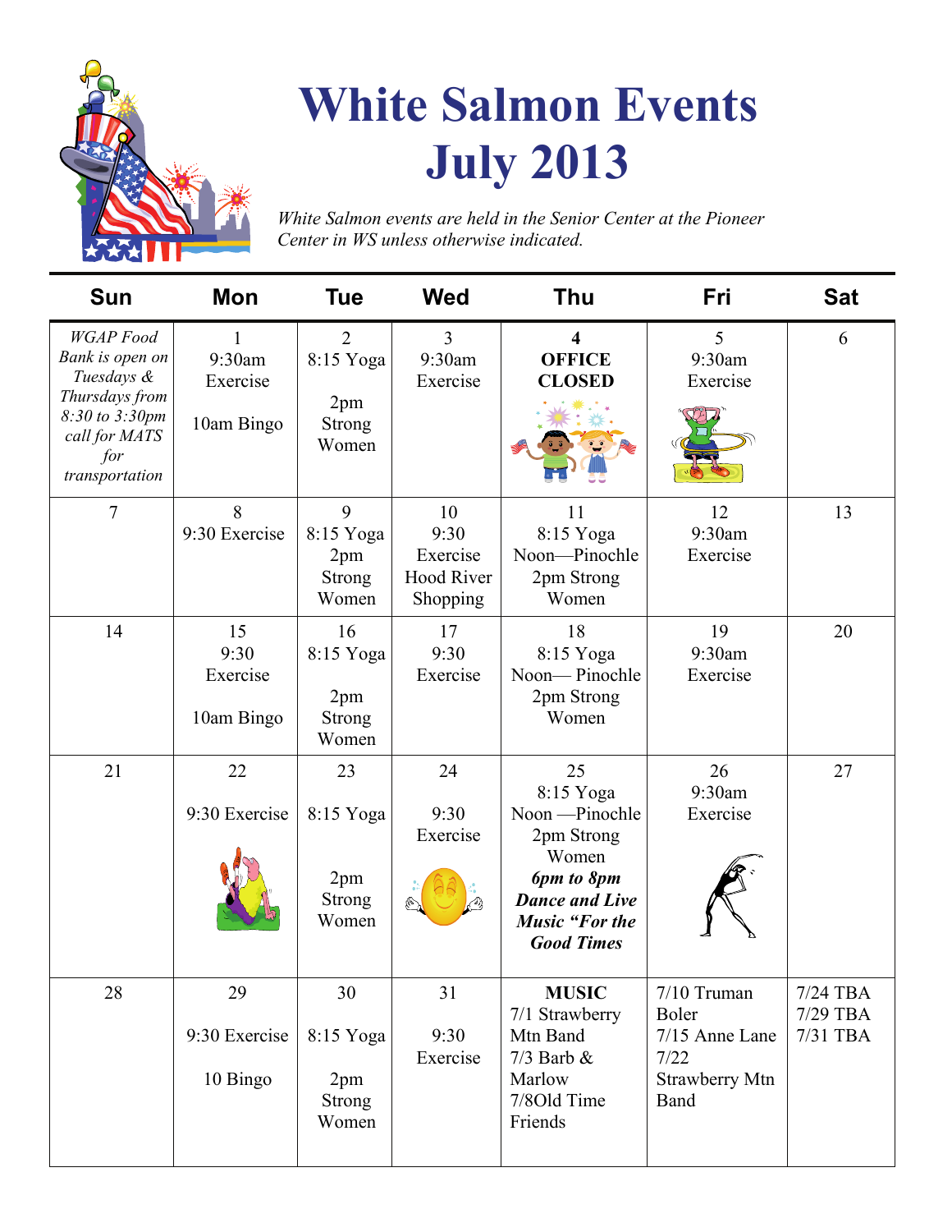# White Salmon Events July 2013

*White Salmon events are held in the Senior Center at the Pioneer Center in WS unless otherwise indicated.*

| Sun | Mon | Tue | Wed | Thu | Fri | Sat |
|---|---|---|---|---|---|---|
| *WGAP Food Bank is open on Tuesdays & Thursdays from 8:30 to 3:30pm call for MATS for transportation* | 1 9:30am Exercise 10am Bingo | 2 8:15 Yoga 2pm Strong Women | 3 9:30am Exercise | **4 OFFICE CLOSED** | 5 9:30am Exercise | 6 |
| 7 | 8 9:30 Exercise | 9 8:15 Yoga 2pm Strong Women | 10 9:30 Exercise Hood River Shopping | 11 8:15 Yoga Noon—Pinochle 2pm Strong Women | 12 9:30am Exercise | 13 |
| 14 | 15 9:30 Exercise 10am Bingo | 16 8:15 Yoga 2pm Strong Women | 17 9:30 Exercise | 18 8:15 Yoga Noon— Pinochle 2pm Strong Women | 19 9:30am Exercise | 20 |
| 21 | 22 9:30 Exercise | 23 8:15 Yoga 2pm Strong Women | 24 9:30 Exercise | 25 8:15 Yoga Noon —Pinochle 2pm Strong Women ***6pm to 8pm Dance and Live Music "For the Good Times*** | 26 9:30am Exercise | 27 |
| 28 | 29 9:30 Exercise 10 Bingo | 30 8:15 Yoga 2pm Strong Women | 31 9:30 Exercise | **MUSIC** 7/1 Strawberry Mtn Band 7/3 Barb & Marlow 7/8Old Time Friends | 7/10 Truman Boler 7/15 Anne Lane 7/22 Strawberry Mtn Band | 7/24 TBA 7/29 TBA 7/31 TBA |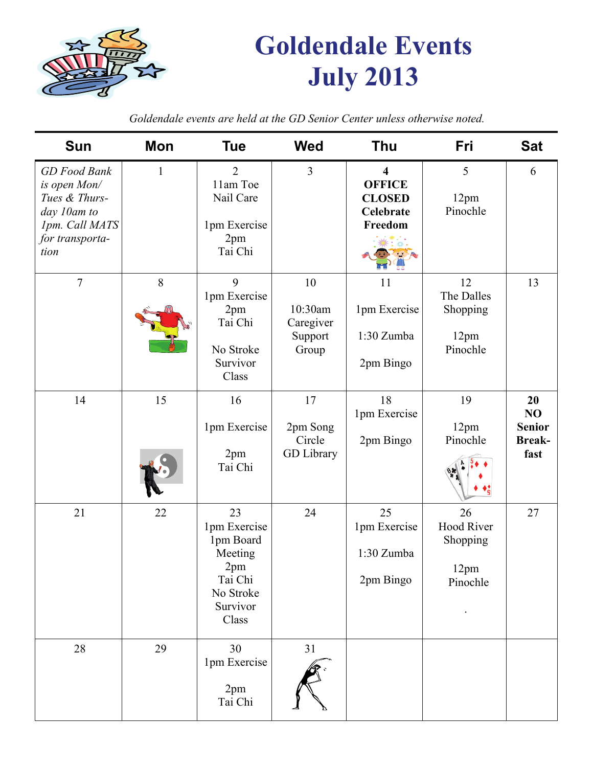# Goldendale Events July 2013

*Goldendale events are held at the GD Senior Center unless otherwise noted.*

| Sun | Mon | Tue | Wed | Thu | Fri | Sat |
|---|---|---|---|---|---|---|
| *GD Food Bank is open Mon/ Tues & Thursday 10am to 1pm. Call MATS for transportation* | 1 | 2<br>11am Toe Nail Care<br><br>1pm Exercise<br>2pm Tai Chi | 3 | **4**<br>**OFFICE CLOSED Celebrate Freedom** | 5<br><br>12pm Pinochle | 6 |
| 7 | 8 | 9<br>1pm Exercise<br>2pm Tai Chi<br><br>No Stroke Survivor Class | 10<br><br>10:30am Caregiver Support Group | 11<br><br>1pm Exercise<br><br>1:30 Zumba<br><br>2pm Bingo | 12<br>The Dalles Shopping<br><br>12pm Pinochle | 13 |
| 14 | 15 | 16<br><br>1pm Exercise<br><br>2pm Tai Chi | 17<br><br>2pm Song Circle GD Library | 18<br>1pm Exercise<br><br>2pm Bingo | 19<br><br>12pm Pinochle | **20**<br>**NO Senior Breakfast** |
| 21 | 22 | 23<br>1pm Exercise<br>1pm Board Meeting<br>2pm Tai Chi<br>No Stroke Survivor Class | 24 | 25<br>1pm Exercise<br><br>1:30 Zumba<br><br>2pm Bingo | 26<br>Hood River Shopping<br><br>12pm Pinochle<br><br>. | 27 |
| 28 | 29 | 30<br>1pm Exercise<br><br>2pm Tai Chi | 31 | | | |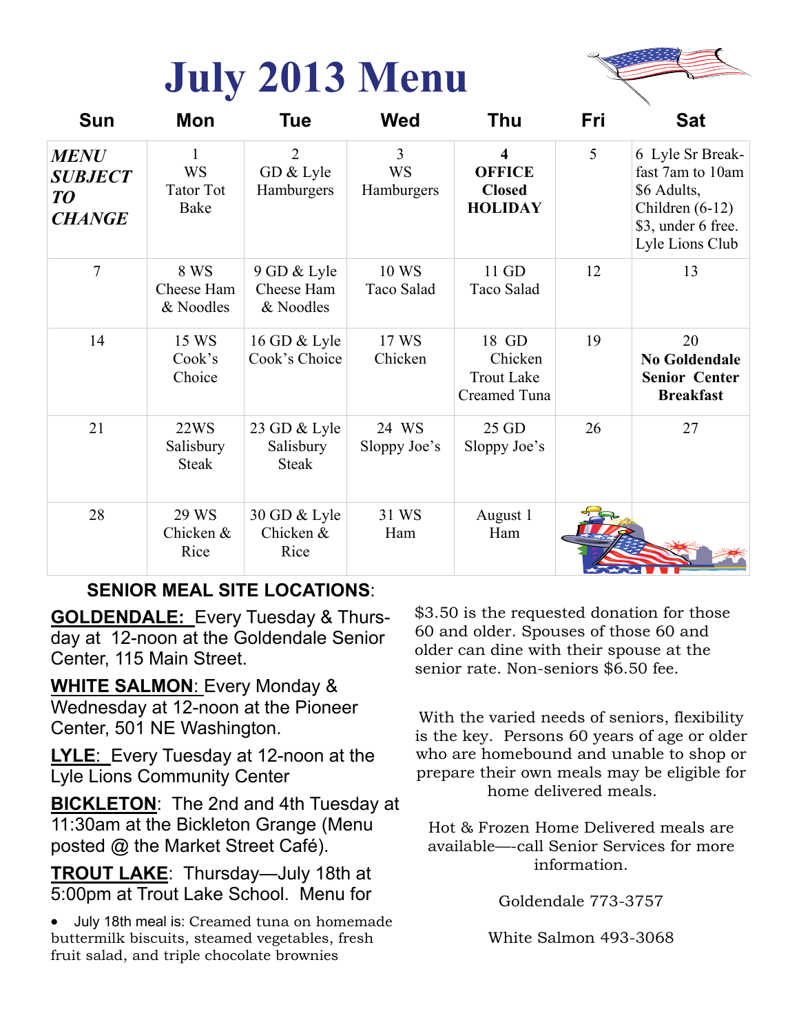# July 2013 Menu

| Sun | Mon | Tue | Wed | Thu | Fri | Sat |
|---|---|---|---|---|---|---|
| ***MENU SUBJECT TO CHANGE*** | 1 WS Tator Tot Bake | 2 GD & Lyle Hamburgers | 3 WS Hamburgers | 4 **OFFICE Closed HOLIDAY** | 5 | 6 Lyle Sr Breakfast 7am to 10am $6 Adults, Children (6-12) $3, under 6 free. Lyle Lions Club |
| 7 | 8 WS Cheese Ham & Noodles | 9 GD & Lyle Cheese Ham & Noodles | 10 WS Taco Salad | 11 GD Taco Salad | 12 | 13 |
| 14 | 15 WS Cook's Choice | 16 GD & Lyle Cook's Choice | 17 WS Chicken | 18 GD Chicken Trout Lake Creamed Tuna | 19 | 20 **No Goldendale Senior Center Breakfast** |
| 21 | 22WS Salisbury Steak | 23 GD & Lyle Salisbury Steak | 24 WS Sloppy Joe's | 25 GD Sloppy Joe's | 26 | 27 |
| 28 | 29 WS Chicken & Rice | 30 GD & Lyle Chicken & Rice | 31 WS Ham | August 1 Ham | | |

**SENIOR MEAL SITE LOCATIONS**:

**GOLDENDALE:** Every Tuesday & Thursday at 12-noon at the Goldendale Senior Center, 115 Main Street.

**WHITE SALMON**: Every Monday & Wednesday at 12-noon at the Pioneer Center, 501 NE Washington.

**LYLE**: Every Tuesday at 12-noon at the Lyle Lions Community Center

**BICKLETON**: The 2nd and 4th Tuesday at 11:30am at the Bickleton Grange (Menu posted @ the Market Street Café).

**TROUT LAKE**: Thursday—July 18th at 5:00pm at Trout Lake School. Menu for

- July 18th meal is: Creamed tuna on homemade buttermilk biscuits, steamed vegetables, fresh fruit salad, and triple chocolate brownies

$3.50 is the requested donation for those 60 and older. Spouses of those 60 and older can dine with their spouse at the senior rate. Non-seniors $6.50 fee.

With the varied needs of seniors, flexibility is the key. Persons 60 years of age or older who are homebound and unable to shop or prepare their own meals may be eligible for home delivered meals.

Hot & Frozen Home Delivered meals are available—-call Senior Services for more information.

Goldendale 773-3757

White Salmon 493-3068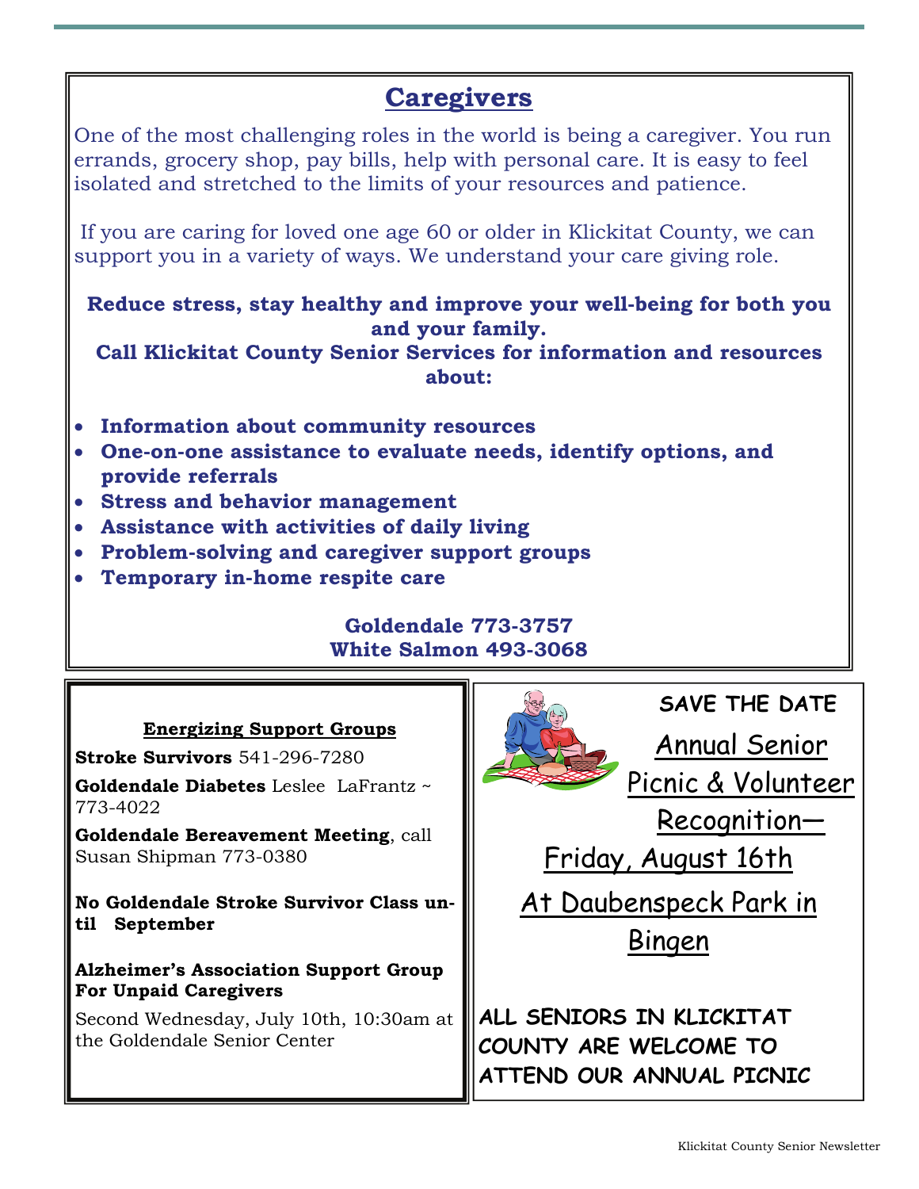## Caregivers

One of the most challenging roles in the world is being a caregiver. You run errands, grocery shop, pay bills, help with personal care. It is easy to feel isolated and stretched to the limits of your resources and patience.

If you are caring for loved one age 60 or older in Klickitat County, we can support you in a variety of ways. We understand your care giving role.

**Reduce stress, stay healthy and improve your well-being for both you and your family.**
**Call Klickitat County Senior Services for information and resources about:**

- **Information about community resources**
- **One-on-one assistance to evaluate needs, identify options, and provide referrals**
- **Stress and behavior management**
- **Assistance with activities of daily living**
- **Problem-solving and caregiver support groups**
- **Temporary in-home respite care**

**Goldendale 773-3757**
**White Salmon 493-3068**

### Energizing Support Groups

**Stroke Survivors** 541-296-7280

**Goldendale Diabetes** Leslee LaFrantz ~ 773-4022

**Goldendale Bereavement Meeting**, call Susan Shipman 773-0380

**No Goldendale Stroke Survivor Class until September**

**Alzheimer's Association Support Group For Unpaid Caregivers**

Second Wednesday, July 10th, 10:30am at the Goldendale Senior Center

**SAVE THE DATE**

Annual Senior Picnic & Volunteer Recognition—

Friday, August 16th

At Daubenspeck Park in Bingen

**ALL SENIORS IN KLICKITAT COUNTY ARE WELCOME TO ATTEND OUR ANNUAL PICNIC**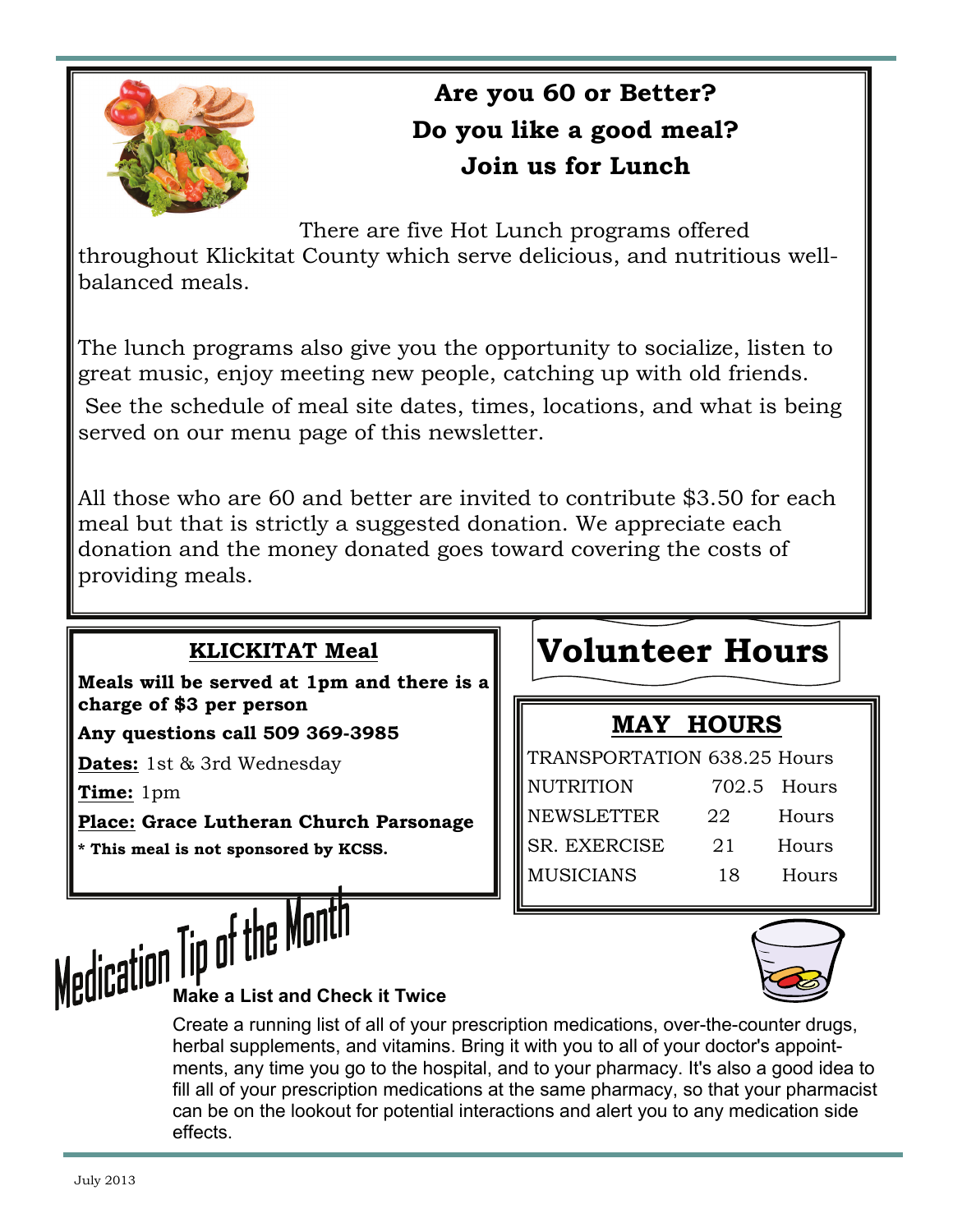## Are you 60 or Better?
## Do you like a good meal?
## Join us for Lunch

There are five Hot Lunch programs offered throughout Klickitat County which serve delicious, and nutritious well-balanced meals.

The lunch programs also give you the opportunity to socialize, listen to great music, enjoy meeting new people, catching up with old friends.

See the schedule of meal site dates, times, locations, and what is being served on our menu page of this newsletter.

All those who are 60 and better are invited to contribute $3.50 for each meal but that is strictly a suggested donation. We appreciate each donation and the money donated goes toward covering the costs of providing meals.

### KLICKITAT Meal

**Meals will be served at 1pm and there is a charge of $3 per person**

**Any questions call 509 369-3985**

**Dates:** 1st & 3rd Wednesday

**Time:** 1pm

**Place: Grace Lutheran Church Parsonage**

**\* This meal is not sponsored by KCSS.**

## Volunteer Hours

### MAY HOURS

| | | |
|---|---|---|
| TRANSPORTATION | 638.25 | Hours |
| NUTRITION | 702.5 | Hours |
| NEWSLETTER | 22 | Hours |
| SR. EXERCISE | 21 | Hours |
| MUSICIANS | 18 | Hours |

## Medication Tip of the Month

**Make a List and Check it Twice**

Create a running list of all of your prescription medications, over-the-counter drugs, herbal supplements, and vitamins. Bring it with you to all of your doctor's appointments, any time you go to the hospital, and to your pharmacy. It's also a good idea to fill all of your prescription medications at the same pharmacy, so that your pharmacist can be on the lookout for potential interactions and alert you to any medication side effects.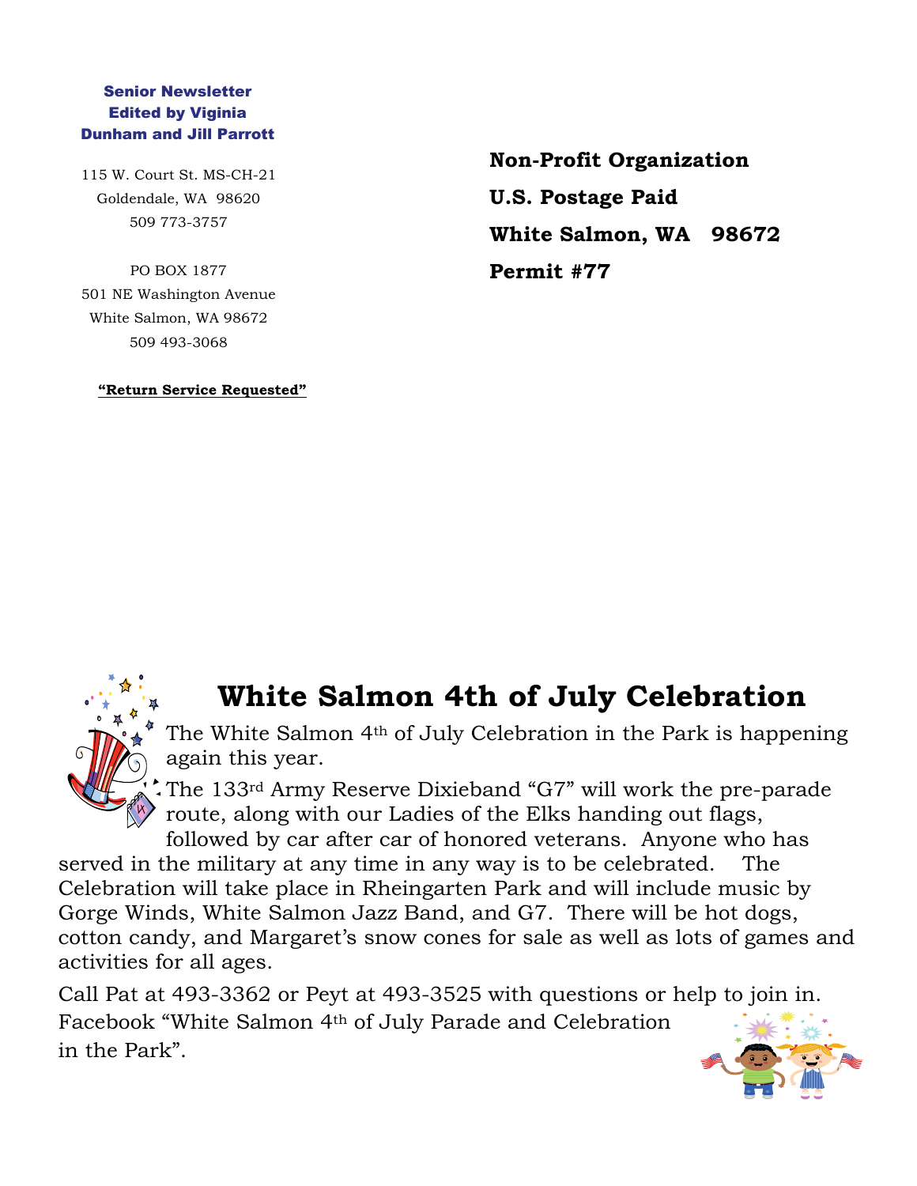**Senior Newsletter**
**Edited by Vigínia Dunham and Jill Parrott**

115 W. Court St. MS-CH-21
Goldendale, WA 98620
509 773-3757

PO BOX 1877
501 NE Washington Avenue
White Salmon, WA 98672
509 493-3068

**"Return Service Requested"**

**Non-Profit Organization**
**U.S. Postage Paid**
**White Salmon, WA 98672**
**Permit #77**

# White Salmon 4th of July Celebration

The White Salmon 4th of July Celebration in the Park is happening again this year.

The 133rd Army Reserve Dixieband "G7" will work the pre-parade route, along with our Ladies of the Elks handing out flags, followed by car after car of honored veterans. Anyone who has served in the military at any time in any way is to be celebrated. The Celebration will take place in Rheingarten Park and will include music by Gorge Winds, White Salmon Jazz Band, and G7. There will be hot dogs, cotton candy, and Margaret's snow cones for sale as well as lots of games and activities for all ages.

Call Pat at 493-3362 or Peyt at 493-3525 with questions or help to join in. Facebook "White Salmon 4th of July Parade and Celebration in the Park".